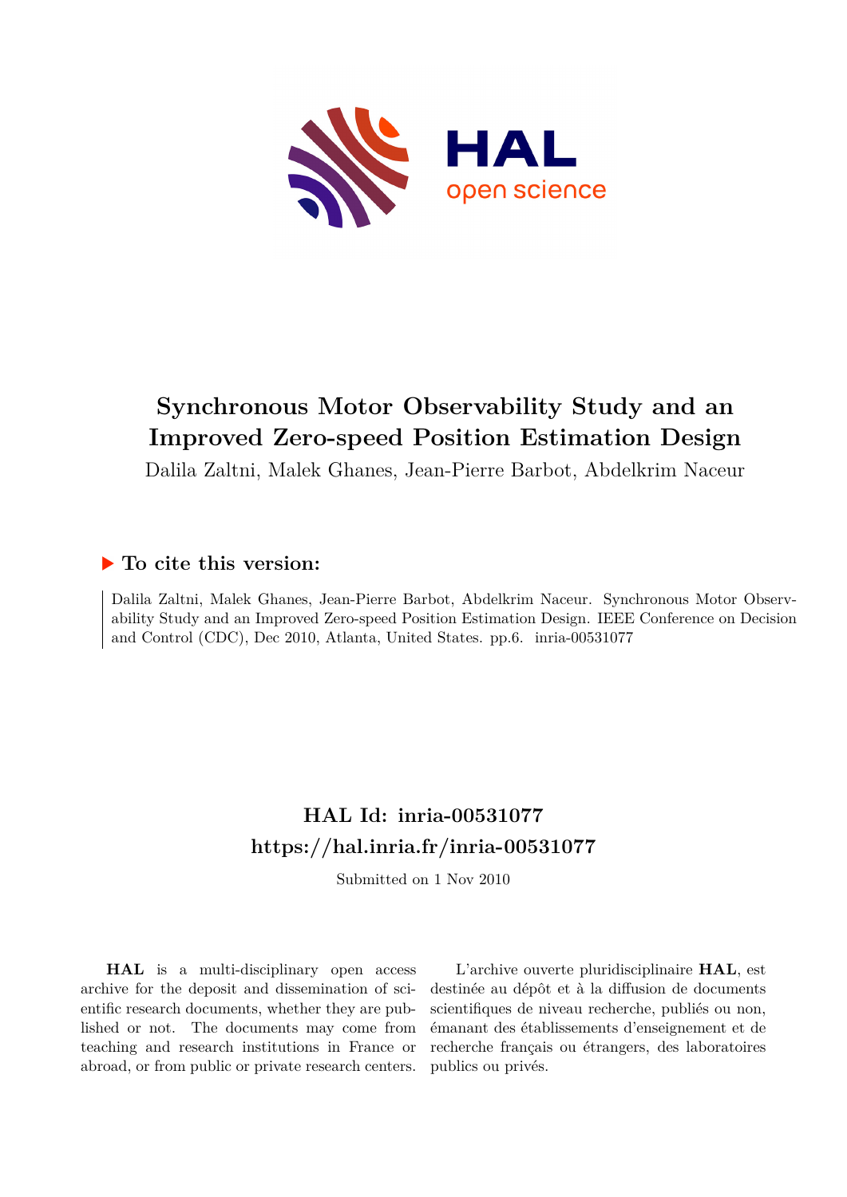# Synchronous Motor Observability Study and an Improved Zero-speed Position Estimation Design

Dalila Zaltni, Malek Ghanes, Jean-Pierre Barbot, Abdelkrim Naceur

## ▶ To cite this version:

Dalila Zaltni, Malek Ghanes, Jean-Pierre Barbot, Abdelkrim Naceur. Synchronous Motor Observability Study and an Improved Zero-speed Position Estimation Design. IEEE Conference on Decision and Control (CDC), Dec 2010, Atlanta, United States. pp.6. inria-00531077

## HAL Id: inria-00531077

## https://hal.inria.fr/inria-00531077

Submitted on 1 Nov 2010

**HAL** is a multi-disciplinary open access archive for the deposit and dissemination of scientific research documents, whether they are published or not. The documents may come from teaching and research institutions in France or abroad, or from public or private research centers.

L'archive ouverte pluridisciplinaire **HAL**, est destinée au dépôt et à la diffusion de documents scientifiques de niveau recherche, publiés ou non, émanant des établissements d'enseignement et de recherche français ou étrangers, des laboratoires publics ou privés.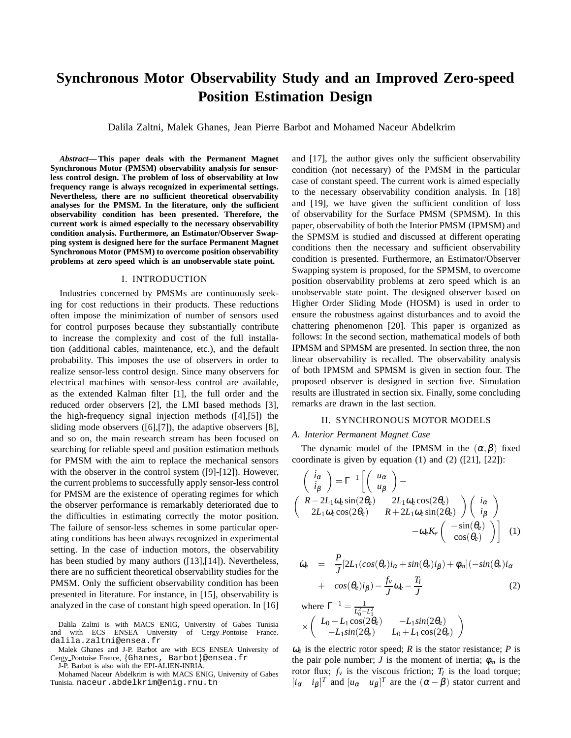# Synchronous Motor Observability Study and an Improved Zero-speed Position Estimation Design

Dalila Zaltni, Malek Ghanes, Jean Pierre Barbot and Mohamed Naceur Abdelkrim

***Abstract*— This paper deals with the Permanent Magnet Synchronous Motor (PMSM) observability analysis for sensorless control design. The problem of loss of observability at low frequency range is always recognized in experimental settings. Nevertheless, there are no sufficient theoretical observability analyses for the PMSM. In the literature, only the sufficient observability condition has been presented. Therefore, the current work is aimed especially to the necessary observability condition analysis. Furthermore, an Estimator/Observer Swapping system is designed here for the surface Permanent Magnet Synchronous Motor (PMSM) to overcome position observability problems at zero speed which is an unobservable state point.**

## I. INTRODUCTION

Industries concerned by PMSMs are continuously seeking for cost reductions in their products. These reductions often impose the minimization of number of sensors used for control purposes because they substantially contribute to increase the complexity and cost of the full installation (additional cables, maintenance, etc.), and the default probability. This imposes the use of observers in order to realize sensor-less control design. Since many observers for electrical machines with sensor-less control are available, as the extended Kalman filter [1], the full order and the reduced order observers [2], the LMI based methods [3], the high-frequency signal injection methods ([4],[5]) the sliding mode observers ([6],[7]), the adaptive observers [8], and so on, the main research stream has been focused on searching for reliable speed and position estimation methods for PMSM with the aim to replace the mechanical sensors with the observer in the control system ([9]-[12]). However, the current problems to successfully apply sensor-less control for PMSM are the existence of operating regimes for which the observer performance is remarkably deteriorated due to the difficulties in estimating correctly the motor position. The failure of sensor-less schemes in some particular operating conditions has been always recognized in experimental setting. In the case of induction motors, the observability has been studied by many authors ([13],[14]). Nevertheless, there are no sufficient theoretical observability studies for the PMSM. Only the sufficient observability condition has been presented in literature. For instance, in [15], observability is analyzed in the case of constant high speed operation. In [16] and [17], the author gives only the sufficient observability condition (not necessary) of the PMSM in the particular case of constant speed. The current work is aimed especially to the necessary observability condition analysis. In [18] and [19], we have given the sufficient condition of loss of observability for the Surface PMSM (SPMSM). In this paper, observability of both the Interior PMSM (IPMSM) and the SPMSM is studied and discussed at different operating conditions then the necessary and sufficient observability condition is presented. Furthermore, an Estimator/Observer Swapping system is proposed, for the SPMSM, to overcome position observability problems at zero speed which is an unobservable state point. The designed observer based on Higher Order Sliding Mode (HOSM) is used in order to ensure the robustness against disturbances and to avoid the chattering phenomenon [20]. This paper is organized as follows: In the second section, mathematical models of both IPMSM and SPMSM are presented. In section three, the non linear observability is recalled. The observability analysis of both IPMSM and SPMSM is given in section four. The proposed observer is designed in section five. Simulation results are illustrated in section six. Finally, some concluding remarks are drawn in the last section.

## II. SYNCHRONOUS MOTOR MODELS

### A. Interior Permanent Magnet Case

The dynamic model of the IPMSM in the $(\alpha,\beta)$ fixed coordinate is given by equation (1) and (2) ([21], [22]):

$$\begin{pmatrix} \dot{i}_\alpha \\ \dot{i}_\beta \end{pmatrix} = \Gamma^{-1}\left[\begin{pmatrix} u_\alpha \\ u_\beta \end{pmatrix} - \begin{pmatrix} R-2L_1\omega_e\sin(2\theta_e) & 2L_1\omega_e\cos(2\theta_e) \\ 2L_1\omega_e\cos(2\theta_e) & R+2L_1\omega_e\sin(2\theta_e) \end{pmatrix}\begin{pmatrix} i_\alpha \\ i_\beta \end{pmatrix} - \omega_e K_e\begin{pmatrix} -\sin(\theta_e) \\ \cos(\theta_e) \end{pmatrix}\right] \quad (1)$$

$$\dot{\omega}_e = \frac{P}{J}[2L_1(cos(\theta_e)i_\alpha + sin(\theta_e)i_\beta) + \phi_m](-sin(\theta_e)i_\alpha + cos(\theta_e)i_\beta) - \frac{f_v}{J}\omega_e - \frac{T_l}{J} \quad (2)$$

where $\Gamma^{-1} = \frac{1}{L_0^2-L_1^2} \times \begin{pmatrix} L_0 - L_1\cos(2\theta_e) & -L_1 sin(2\theta_e) \\ -L_1 sin(2\theta_e) & L_0 + L_1\cos(2\theta_e) \end{pmatrix}$

$\omega_e$ is the electric rotor speed; $R$ is the stator resistance; $P$ is the pair pole number; $J$ is the moment of inertia; $\phi_m$ is the rotor flux; $f_v$ is the viscous friction; $T_l$ is the load torque; $[i_\alpha \quad i_\beta]^T$ and $[u_\alpha \quad u_\beta]^T$ are the $(\alpha-\beta)$ stator current and

Dalila Zaltni is with MACS ENIG, University of Gabes Tunisia and with ECS ENSEA University of Cergy Pontoise France. dalila.zaltni@ensea.fr

Malek Ghanes and J-P. Barbot are with ECS ENSEA University of Cergy Pontoise France, {Ghanes, Barbot}@ensea.fr

J-P. Barbot is also with the EPI-ALIEN-INRIA.

Mohamed Naceur Abdelkrim is with MACS ENIG, University of Gabes Tunisia. naceur.abdelkrim@enig.rnu.tn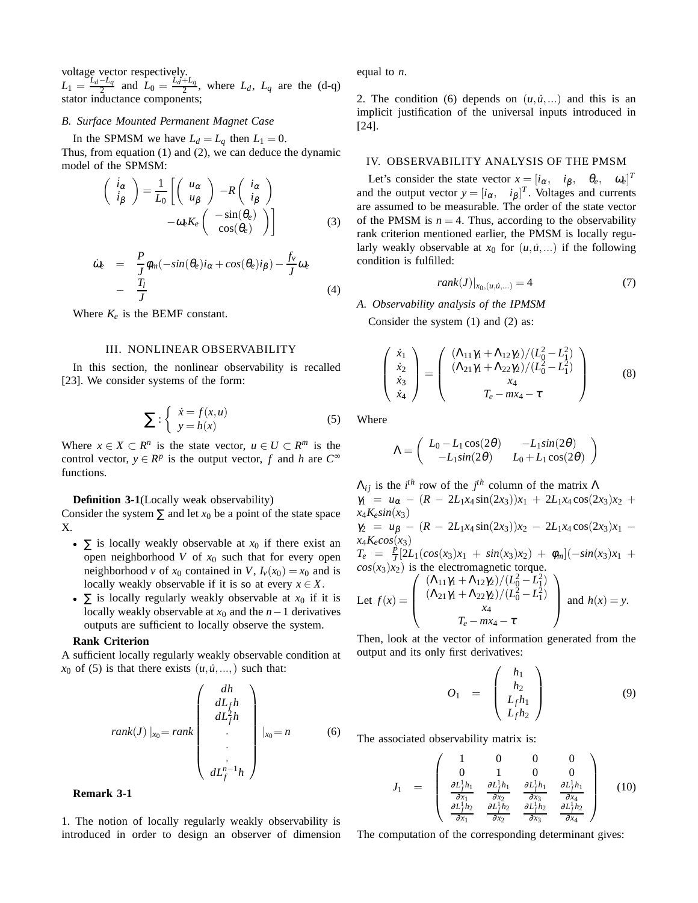voltage vector respectively.
$L_1 = \frac{L_d - L_q}{2}$ and $L_0 = \frac{L_d + L_q}{2}$, where $L_d$, $L_q$ are the (d-q) stator inductance components;

### B. Surface Mounted Permanent Magnet Case

In the SPMSM we have $L_d = L_q$ then $L_1 = 0$.
Thus, from equation (1) and (2), we can deduce the dynamic model of the SPMSM:

$$\begin{pmatrix} \dot{i}_\alpha \\ \dot{i}_\beta \end{pmatrix} = \frac{1}{L_0}\left[\begin{pmatrix} u_\alpha \\ u_\beta \end{pmatrix} - R\begin{pmatrix} i_\alpha \\ i_\beta \end{pmatrix} - \omega_e K_e \begin{pmatrix} -\sin(\theta_e) \\ \cos(\theta_e) \end{pmatrix}\right] \tag{3}$$

$$\begin{aligned} \dot{\omega}_e &= \frac{P}{J}\phi_m(-sin(\theta_e)i_\alpha + cos(\theta_e)i_\beta) - \frac{f_v}{J}\omega_e \\ &- \frac{T_l}{J} \end{aligned} \tag{4}$$

Where $K_e$ is the BEMF constant.

## III. NONLINEAR OBSERVABILITY

In this section, the nonlinear observability is recalled [23]. We consider systems of the form:

$$\sum : \begin{cases} \dot{x} = f(x,u) \\ y = h(x) \end{cases} \tag{5}$$

Where $x \in X \subset R^n$ is the state vector, $u \in U \subset R^m$ is the control vector, $y \in R^p$ is the output vector, $f$ and $h$ are $C^\infty$ functions.

**Definition 3-1**(Locally weak observability)
Consider the system $\sum$ and let $x_0$ be a point of the state space X.

- $\sum$ is locally weakly observable at $x_0$ if there exist an open neighborhood $V$ of $x_0$ such that for every open neighborhood $v$ of $x_0$ contained in $V$, $I_v(x_0) = x_0$ and is locally weakly observable if it is so at every $x \in X$.
- $\sum$ is locally regularly weakly observable at $x_0$ if it is locally weakly observable at $x_0$ and the $n-1$ derivatives outputs are sufficient to locally observe the system.

**Rank Criterion**
A sufficient locally regularly weakly observable condition at $x_0$ of (5) is that there exists $(u, \dot{u}, ...,)$ such that:

$$rank(J)\,|_{x_0} = rank\begin{pmatrix} dh \\ dL_f h \\ dL_f^2 h \\ . \\ . \\ . \\ dL_f^{n-1} h \end{pmatrix}|_{x_0} = n \tag{6}$$

**Remark 3-1**

1. The notion of locally regularly weakly observability is introduced in order to design an observer of dimension equal to $n$.

2. The condition (6) depends on $(u, \dot{u}, ...)$ and this is an implicit justification of the universal inputs introduced in [24].

## IV. OBSERVABILITY ANALYSIS OF THE PMSM

Let's consider the state vector $x = [i_\alpha, \quad i_\beta, \quad \theta_e, \quad \omega_e]^T$ and the output vector $y = [i_\alpha, \quad i_\beta]^T$. Voltages and currents are assumed to be measurable. The order of the state vector of the PMSM is $n = 4$. Thus, according to the observability rank criterion mentioned earlier, the PMSM is locally regularly weakly observable at $x_0$ for $(u, \dot{u}, ...)$ if the following condition is fulfilled:

$$rank(J)|_{x_0,(u,\dot{u},...)} = 4 \tag{7}$$

### A. Observability analysis of the IPMSM

Consider the system (1) and (2) as:

$$\begin{pmatrix} \dot{x}_1 \\ \dot{x}_2 \\ \dot{x}_3 \\ \dot{x}_4 \end{pmatrix} = \begin{pmatrix} (\Lambda_{11}\gamma_1 + \Lambda_{12}\gamma_2)/(L_0^2 - L_1^2) \\ (\Lambda_{21}\gamma_1 + \Lambda_{22}\gamma_2)/(L_0^2 - L_1^2) \\ x_4 \\ T_e - mx_4 - \tau \end{pmatrix} \tag{8}$$

Where

$$\Lambda = \begin{pmatrix} L_0 - L_1\cos(2\theta) & -L_1 sin(2\theta) \\ -L_1 sin(2\theta) & L_0 + L_1\cos(2\theta) \end{pmatrix}$$

$\Lambda_{ij}$ is the $i^{th}$ row of the $j^{th}$ column of the matrix $\Lambda$
$\gamma_1 = u_\alpha - (R - 2L_1 x_4 \sin(2x_3))x_1 + 2L_1 x_4 \cos(2x_3)x_2 + x_4 K_e sin(x_3)$
$\gamma_2 = u_\beta - (R - 2L_1 x_4 \sin(2x_3))x_2 - 2L_1 x_4 \cos(2x_3)x_1 - x_4 K_e cos(x_3)$
$T_e = \frac{P}{J}[2L_1(cos(x_3)x_1 + sin(x_3)x_2) + \phi_m](-sin(x_3)x_1 + cos(x_3)x_2)$ is the electromagnetic torque.
Let $f(x) = \begin{pmatrix} (\Lambda_{11}\gamma_1 + \Lambda_{12}\gamma_2)/(L_0^2 - L_1^2) \\ (\Lambda_{21}\gamma_1 + \Lambda_{22}\gamma_2)/(L_0^2 - L_1^2) \\ x_4 \\ T_e - mx_4 - \tau \end{pmatrix}$ and $h(x) = y$.

Then, look at the vector of information generated from the output and its only first derivatives:

$$O_1 = \begin{pmatrix} h_1 \\ h_2 \\ L_f h_1 \\ L_f h_2 \end{pmatrix} \tag{9}$$

The associated observability matrix is:

$$J_1 = \begin{pmatrix} 1 & 0 & 0 & 0 \\ 0 & 1 & 0 & 0 \\ \frac{\partial L_f^1 h_1}{\partial x_1} & \frac{\partial L_f^1 h_1}{\partial x_2} & \frac{\partial L_f^1 h_1}{\partial x_3} & \frac{\partial L_f^1 h_1}{\partial x_4} \\ \frac{\partial L_f^1 h_2}{\partial x_1} & \frac{\partial L_f^1 h_2}{\partial x_2} & \frac{\partial L_f^1 h_2}{\partial x_3} & \frac{\partial L_f^1 h_2}{\partial x_4} \end{pmatrix} \tag{10}$$

The computation of the corresponding determinant gives: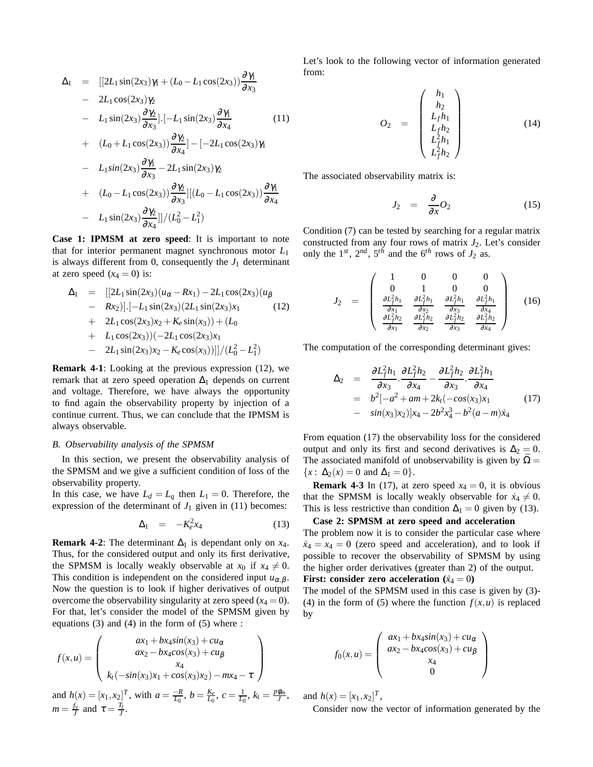$$
\begin{aligned}
\Delta_1 &= [[2L_1\sin(2x_3)\gamma_1 + (L_0 - L_1\cos(2x_3))\frac{\partial \gamma_1}{\partial x_3} \\
&- 2L_1\cos(2x_3)\gamma_2 \\
&- L_1\sin(2x_3)\frac{\partial \gamma_2}{\partial x_3}].[-L_1\sin(2x_3)\frac{\partial \gamma_1}{\partial x_4} \\
&+ (L_0 + L_1\cos(2x_3))\frac{\partial \gamma_2}{\partial x_4}] - [-2L_1\cos(2x_3)\gamma_1 \\
&- L_1 sin(2x_3)\frac{\partial \gamma_1}{\partial x_3} - 2L_1\sin(2x_3)\gamma_2 \\
&+ (L_0 - L_1\cos(2x_3))\frac{\partial \gamma_2}{\partial x_3}][(L_0 - L_1\cos(2x_3))\frac{\partial \gamma_1}{\partial x_4} \\
&- L_1\sin(2x_3)\frac{\partial \gamma_2}{\partial x_4}]]/(L_0^2 - L_1^2)
\end{aligned}
\tag{11}
$$

**Case 1: IPMSM at zero speed**: It is important to note that for interior permanent magnet synchronous motor $L_1$ is always different from 0, consequently the $J_1$ determinant at zero speed ($x_4 = 0$) is:

$$
\begin{aligned}
\Delta_1 &= [[2L_1\sin(2x_3)(u_\alpha - Rx_1) - 2L_1\cos(2x_3)(u_\beta \\
&- Rx_2)].[-L_1\sin(2x_3)(2L_1\sin(2x_3)x_1 \\
&+ 2L_1\cos(2x_3)x_2 + K_e\sin(x_3)) + (L_0 \\
&+ L_1\cos(2x_3))(-2L_1\cos(2x_3)x_1 \\
&- 2L_1\sin(2x_3)x_2 - K_e\cos(x_3))]]/(L_0^2 - L_1^2)
\end{aligned}
\tag{12}
$$

**Remark 4-1**: Looking at the previous expression (12), we remark that at zero speed operation $\Delta_1$ depends on current and voltage. Therefore, we have always the opportunity to find again the observability property by injection of a continue current. Thus, we can conclude that the IPMSM is always observable.

### B. Observability analysis of the SPMSM

In this section, we present the observability analysis of the SPMSM and we give a sufficient condition of loss of the observability property.

In this case, we have $L_d = L_q$ then $L_1 = 0$. Therefore, the expression of the determinant of $J_1$ given in (11) becomes:

$$
\Delta_1 = -K_e^2 x_4 \tag{13}
$$

**Remark 4-2**: The determinant $\Delta_1$ is dependant only on $x_4$. Thus, for the considered output and only its first derivative, the SPMSM is locally weakly observable at $x_0$ if $x_4 \neq 0$. This condition is independent on the considered input $u_{\alpha,\beta}$. Now the question is to look if higher derivatives of output overcome the observability singularity at zero speed ($x_4 = 0$). For that, let's consider the model of the SPMSM given by equations (3) and (4) in the form of (5) where :

$$
f(x,u) = \begin{pmatrix} ax_1 + bx_4 sin(x_3) + cu_\alpha \\ ax_2 - bx_4 cos(x_3) + cu_\beta \\ x_4 \\ k_t(-sin(x_3)x_1 + cos(x_3)x_2) - mx_4 - \tau \end{pmatrix}
$$

and $h(x) = [x_1, x_2]^T$, with $a = \frac{-R}{L_0}$, $b = \frac{K_e}{L_0}$, $c = \frac{1}{L_0}$, $k_t = \frac{p\varphi_m}{J}$, $m = \frac{f_v}{J}$ and $\tau = \frac{T_l}{J}$.

Let's look to the following vector of information generated from:

$$
O_2 = \begin{pmatrix} h_1 \\ h_2 \\ L_f h_1 \\ L_f h_2 \\ L_f^2 h_1 \\ L_f^2 h_2 \end{pmatrix} \tag{14}
$$

The associated observability matrix is:

$$
J_2 = \frac{\partial}{\partial x} O_2 \tag{15}
$$

Condition (7) can be tested by searching for a regular matrix constructed from any four rows of matrix $J_2$. Let's consider only the $1^{st}$, $2^{nd}$, $5^{th}$ and the $6^{th}$ rows of $J_2$ as.

$$
J_2 = \begin{pmatrix} 1 & 0 & 0 & 0 \\ 0 & 1 & 0 & 0 \\ \frac{\partial L_f^2 h_1}{\partial x_1} & \frac{\partial L_f^2 h_1}{\partial x_2} & \frac{\partial L_f^2 h_1}{\partial x_3} & \frac{\partial L_f^2 h_1}{\partial x_4} \\ \frac{\partial L_f^2 h_2}{\partial x_1} & \frac{\partial L_f^2 h_2}{\partial x_2} & \frac{\partial L_f^2 h_2}{\partial x_3} & \frac{\partial L_f^2 h_2}{\partial x_4} \end{pmatrix} \tag{16}
$$

The computation of the corresponding determinant gives:

$$
\begin{aligned}
\Delta_2 &= \frac{\partial L_f^2 h_1}{\partial x_3}.\frac{\partial L_f^2 h_2}{\partial x_4} - \frac{\partial L_f^2 h_2}{\partial x_3}.\frac{\partial L_f^2 h_1}{\partial x_4} \\
&= b^2[-a^2 + am + 2k_t(-cos(x_3)x_1 \\
&- sin(x_3)x_2)]x_4 - 2b^2 x_4^3 - b^2(a-m)\dot{x}_4
\end{aligned}
\tag{17}
$$

From equation (17) the observability loss for the considered output and only its first and second derivatives is $\Delta_2 = 0$. The associated manifold of unobservability is given by $\bar{\Omega} = \{x : \Delta_2(x) = 0 \text{ and } \Delta_1 = 0\}$.

**Remark 4-3** In (17), at zero speed $x_4 = 0$, it is obvious that the SPMSM is locally weakly observable for $\dot{x}_4 \neq 0$. This is less restrictive than condition $\Delta_1 = 0$ given by (13).

**Case 2: SPMSM at zero speed and acceleration**

The problem now it is to consider the particular case where $\dot{x}_4 = x_4 = 0$ (zero speed and acceleration), and to look if possible to recover the observability of SPMSM by using the higher order derivatives (greater than 2) of the output.

**First: consider zero acceleration ($\dot{x}_4 = 0$)**

The model of the SPMSM used in this case is given by (3)-(4) in the form of (5) where the function $f(x,u)$ is replaced by

$$
f_0(x,u) = \begin{pmatrix} ax_1 + bx_4 sin(x_3) + cu_\alpha \\ ax_2 - bx_4 cos(x_3) + cu_\beta \\ x_4 \\ 0 \end{pmatrix}
$$

and $h(x) = [x_1, x_2]^T$,

Consider now the vector of information generated by the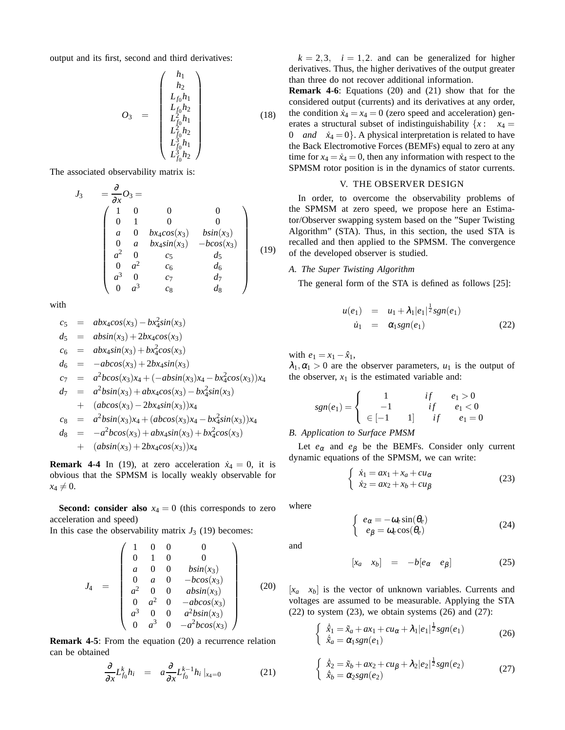output and its first, second and third derivatives:

$$
O_3 = \begin{pmatrix} h_1 \\ h_2 \\ L_{f_0}h_1 \\ L_{f_0}h_2 \\ L_{f_0}^2 h_1 \\ L_{f_0}^2 h_2 \\ L_{f_0}^3 h_1 \\ L_{f_0}^3 h_2 \end{pmatrix} \tag{18}
$$

The associated observability matrix is:

$$
J_3 = \frac{\partial}{\partial x} O_3 = \begin{pmatrix} 1 & 0 & 0 & 0 \\ 0 & 1 & 0 & 0 \\ a & 0 & bx_4cos(x_3) & bsin(x_3) \\ 0 & a & bx_4sin(x_3) & -bcos(x_3) \\ a^2 & 0 & c_5 & d_5 \\ 0 & a^2 & c_6 & d_6 \\ a^3 & 0 & c_7 & d_7 \\ 0 & a^3 & c_8 & d_8 \end{pmatrix} \tag{19}
$$

with

$$
\begin{aligned}
c_5 &= abx_4cos(x_3) - bx_4^2 sin(x_3) \\
d_5 &= absin(x_3) + 2bx_4cos(x_3) \\
c_6 &= abx_4sin(x_3) + bx_4^2 cos(x_3) \\
d_6 &= -abcos(x_3) + 2bx_4sin(x_3) \\
c_7 &= a^2bcos(x_3)x_4 + (-absin(x_3)x_4 - bx_4^2cos(x_3))x_4 \\
d_7 &= a^2bsin(x_3) + abx_4cos(x_3) - bx_4^2sin(x_3) \\
&+ (abcos(x_3) - 2bx_4sin(x_3))x_4 \\
c_8 &= a^2bsin(x_3)x_4 + (abcos(x_3)x_4 - bx_4^2sin(x_3))x_4 \\
d_8 &= -a^2bcos(x_3) + abx_4sin(x_3) + bx_4^2cos(x_3) \\
&+ (absin(x_3) + 2bx_4cos(x_3))x_4
\end{aligned}
$$

**Remark 4-4** In (19), at zero acceleration $\dot{x}_4 = 0$, it is obvious that the SPMSM is locally weakly observable for $x_4 \neq 0$.

**Second: consider also** $x_4 = 0$ (this corresponds to zero acceleration and speed)

In this case the observability matrix $J_3$ (19) becomes:

$$
J_4 = \begin{pmatrix} 1 & 0 & 0 & 0 \\ 0 & 1 & 0 & 0 \\ a & 0 & 0 & bsin(x_3) \\ 0 & a & 0 & -bcos(x_3) \\ a^2 & 0 & 0 & absin(x_3) \\ 0 & a^2 & 0 & -abcos(x_3) \\ a^3 & 0 & 0 & a^2bsin(x_3) \\ 0 & a^3 & 0 & -a^2bcos(x_3) \end{pmatrix} \tag{20}
$$

**Remark 4-5**: From the equation (20) a recurrence relation can be obtained

$$
\frac{\partial}{\partial x} L_{f_0}^k h_i = a \frac{\partial}{\partial x} L_{f_0}^{k-1} h_i \mid_{x_4=0} \tag{21}
$$

$k = 2,3, \quad i = 1,2.$ and can be generalized for higher derivatives. Thus, the higher derivatives of the output greater than three do not recover additional information.

**Remark 4-6**: Equations (20) and (21) show that for the considered output (currents) and its derivatives at any order, the condition $\dot{x}_4 = x_4 = 0$ (zero speed and acceleration) generates a structural subset of indistinguishability $\{x : \quad x_4 = 0 \quad and \quad \dot{x}_4 = 0\}$. A physical interpretation is related to have the Back Electromotive Forces (BEMFs) equal to zero at any time for $x_4 = \dot{x}_4 = 0$, then any information with respect to the SPMSM rotor position is in the dynamics of stator currents.

## V. THE OBSERVER DESIGN

In order, to overcome the observability problems of the SPMSM at zero speed, we propose here an Estimator/Observer swapping system based on the "Super Twisting Algorithm" (STA). Thus, in this section, the used STA is recalled and then applied to the SPMSM. The convergence of the developed observer is studied.

### A. The Super Twisting Algorithm

The general form of the STA is defined as follows [25]:

$$
\begin{aligned}
u(e_1) &= u_1 + \lambda_1 |e_1|^{\frac{1}{2}} sgn(e_1) \\
\dot{u}_1 &= \alpha_1 sgn(e_1)
\end{aligned} \tag{22}
$$

with $e_1 = x_1 - \hat{x}_1$,
$\lambda_1, \alpha_1 > 0$ are the observer parameters, $u_1$ is the output of the observer, $x_1$ is the estimated variable and:

$$
sgn(e_1) = \begin{cases} 1 & if \quad e_1 > 0 \\ -1 & if \quad e_1 < 0 \\ \in [-1 \quad 1] & if \quad e_1 = 0 \end{cases}
$$

### B. Application to Surface PMSM

Let $e_\alpha$ and $e_\beta$ be the BEMFs. Consider only current dynamic equations of the SPMSM, we can write:

$$
\begin{cases} \dot{x}_1 = ax_1 + x_a + cu_\alpha \\ \dot{x}_2 = ax_2 + x_b + cu_\beta \end{cases} \tag{23}
$$

where

$$
\begin{cases} e_\alpha = -\omega_e \sin(\theta_e) \\ e_\beta = \omega_e \cos(\theta_e) \end{cases} \tag{24}
$$

and

$$
[x_a \quad x_b] = -b[e_\alpha \quad e_\beta] \tag{25}
$$

$[x_a \quad x_b]$ is the vector of unknown variables. Currents and voltages are assumed to be measurable. Applying the STA (22) to system (23), we obtain systems (26) and (27):

$$
\begin{cases} \dot{\hat{x}}_1 = \tilde{x}_a + ax_1 + cu_\alpha + \lambda_1 |e_1|^{\frac{1}{2}} sgn(e_1) \\ \dot{\tilde{x}}_a = \alpha_1 sgn(e_1) \end{cases} \tag{26}
$$

$$
\begin{cases} \dot{\hat{x}}_2 = \tilde{x}_b + ax_2 + cu_\beta + \lambda_2 |e_2|^{\frac{1}{2}} sgn(e_2) \\ \dot{\tilde{x}}_b = \alpha_2 sgn(e_2) \end{cases} \tag{27}
$$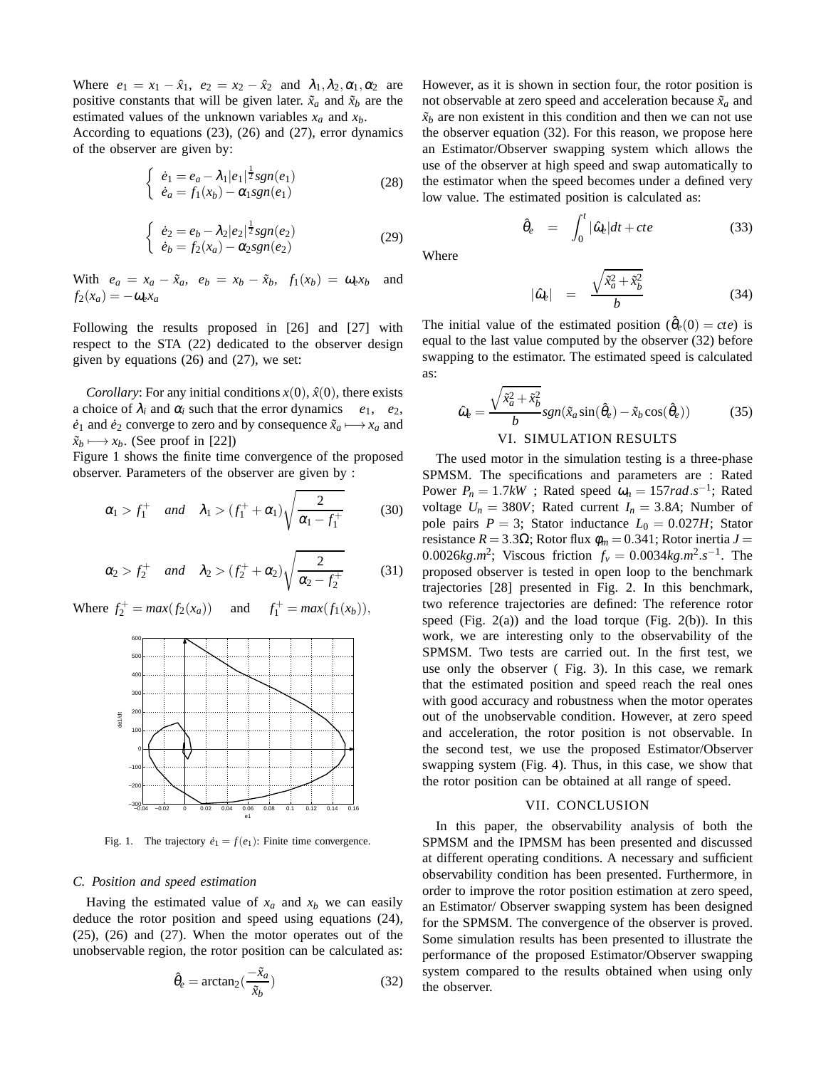Where $e_1 = x_1 - \hat{x}_1$, $e_2 = x_2 - \hat{x}_2$ and $\lambda_1, \lambda_2, \alpha_1, \alpha_2$ are positive constants that will be given later. $\tilde{x}_a$ and $\tilde{x}_b$ are the estimated values of the unknown variables $x_a$ and $x_b$.

According to equations (23), (26) and (27), error dynamics of the observer are given by:

$$\begin{cases} \dot{e}_1 = e_a - \lambda_1 |e_1|^{\frac{1}{2}} sgn(e_1) \\ \dot{e}_a = f_1(x_b) - \alpha_1 sgn(e_1) \end{cases} \tag{28}$$

$$\begin{cases} \dot{e}_2 = e_b - \lambda_2 |e_2|^{\frac{1}{2}} sgn(e_2) \\ \dot{e}_b = f_2(x_a) - \alpha_2 sgn(e_2) \end{cases} \tag{29}$$

With $e_a = x_a - \tilde{x}_a$, $e_b = x_b - \tilde{x}_b$, $f_1(x_b) = \omega_e x_b$ and $f_2(x_a) = -\omega_e x_a$

Following the results proposed in [26] and [27] with respect to the STA (22) dedicated to the observer design given by equations (26) and (27), we set:

*Corollary*: For any initial conditions $x(0)$, $\hat{x}(0)$, there exists a choice of $\lambda_i$ and $\alpha_i$ such that the error dynamics $e_1$, $e_2$, $\dot{e}_1$ and $\dot{e}_2$ converge to zero and by consequence $\tilde{x}_a \longmapsto x_a$ and $\tilde{x}_b \longmapsto x_b$. (See proof in [22])

Figure 1 shows the finite time convergence of the proposed observer. Parameters of the observer are given by :

$$\alpha_1 > f_1^+ \quad and \quad \lambda_1 > (f_1^+ + \alpha_1)\sqrt{\frac{2}{\alpha_1 - f_1^+}} \tag{30}$$

$$\alpha_2 > f_2^+ \quad and \quad \lambda_2 > (f_2^+ + \alpha_2)\sqrt{\frac{2}{\alpha_2 - f_2^+}} \tag{31}$$

Where $f_2^+ = max(f_2(x_a))$ and $f_1^+ = max(f_1(x_b))$,

Fig. 1. The trajectory $\dot{e}_1 = f(e_1)$: Finite time convergence.

### C. Position and speed estimation

Having the estimated value of $x_a$ and $x_b$ we can easily deduce the rotor position and speed using equations (24), (25), (26) and (27). When the motor operates out of the unobservable region, the rotor position can be calculated as:

$$\hat{\theta}_e = \arctan_2\left(\frac{-\tilde{x}_a}{\tilde{x}_b}\right) \tag{32}$$

However, as it is shown in section four, the rotor position is not observable at zero speed and acceleration because $\tilde{x}_a$ and $\tilde{x}_b$ are non existent in this condition and then we can not use the observer equation (32). For this reason, we propose here an Estimator/Observer swapping system which allows the use of the observer at high speed and swap automatically to the estimator when the speed becomes under a defined very low value. The estimated position is calculated as:

$$\hat{\theta}_e = \int_0^t |\hat{\omega}_e| dt + cte \tag{33}$$

Where

$$|\hat{\omega}_e| = \frac{\sqrt{\tilde{x}_a^2 + \tilde{x}_b^2}}{b} \tag{34}$$

The initial value of the estimated position ($\hat{\theta}_e(0) = cte$) is equal to the last value computed by the observer (32) before swapping to the estimator. The estimated speed is calculated as:

$$\hat{\omega}_e = \frac{\sqrt{\tilde{x}_a^2 + \tilde{x}_b^2}}{b} sgn(\tilde{x}_a \sin(\hat{\theta}_e) - \tilde{x}_b \cos(\hat{\theta}_e)) \tag{35}$$

## VI. SIMULATION RESULTS

The used motor in the simulation testing is a three-phase SPMSM. The specifications and parameters are : Rated Power $P_n = 1.7kW$ ; Rated speed $\omega_n = 157 rad.s^{-1}$; Rated voltage $U_n = 380V$; Rated current $I_n = 3.8A$; Number of pole pairs $P = 3$; Stator inductance $L_0 = 0.027H$; Stator resistance $R = 3.3\Omega$; Rotor flux $\phi_m = 0.341$; Rotor inertia $J = 0.0026 kg.m^2$; Viscous friction $f_v = 0.0034 kg.m^2.s^{-1}$. The proposed observer is tested in open loop to the benchmark trajectories [28] presented in Fig. 2. In this benchmark, two reference trajectories are defined: The reference rotor speed (Fig. 2(a)) and the load torque (Fig. 2(b)). In this work, we are interesting only to the observability of the SPMSM. Two tests are carried out. In the first test, we use only the observer ( Fig. 3). In this case, we remark that the estimated position and speed reach the real ones with good accuracy and robustness when the motor operates out of the unobservable condition. However, at zero speed and acceleration, the rotor position is not observable. In the second test, we use the proposed Estimator/Observer swapping system (Fig. 4). Thus, in this case, we show that the rotor position can be obtained at all range of speed.

## VII. CONCLUSION

In this paper, the observability analysis of both the SPMSM and the IPMSM has been presented and discussed at different operating conditions. A necessary and sufficient observability condition has been presented. Furthermore, in order to improve the rotor position estimation at zero speed, an Estimator/ Observer swapping system has been designed for the SPMSM. The convergence of the observer is proved. Some simulation results has been presented to illustrate the performance of the proposed Estimator/Observer swapping system compared to the results obtained when using only the observer.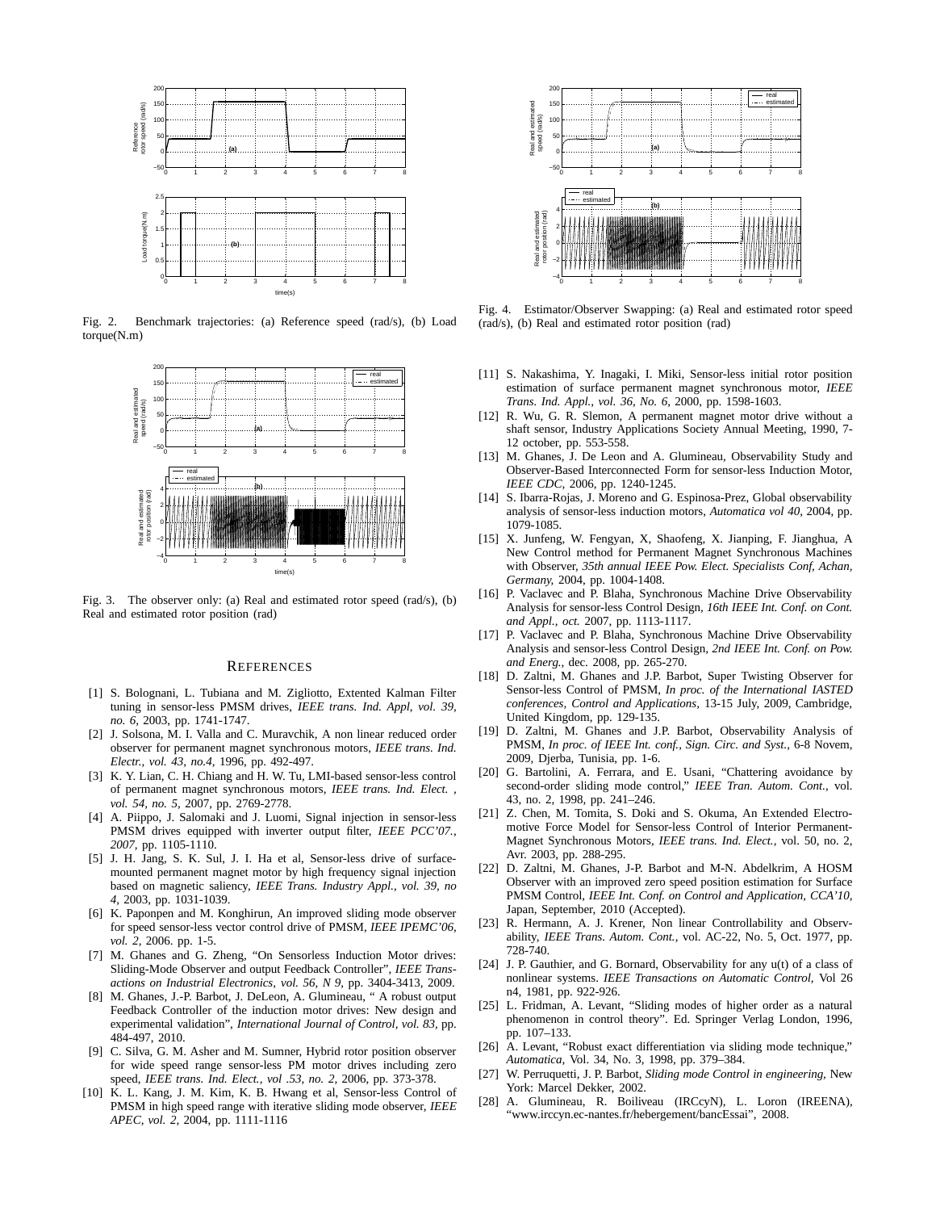200
150
100
50
0
−50
Reference rotor speed (rad/s)
(a)
0 1 2 3 4 5 6 7 8

2.5
2
1.5
1
0.5
0
Load torque(N.m)
(b)
0 1 2 3 4 5 6 7 8
time(s)

Fig. 2. Benchmark trajectories: (a) Reference speed (rad/s), (b) Load torque(N.m)

200
150
100
50
0
−50
Real and estimated speed (rad/s)
real
estimated
(a)
0 1 2 3 4 5 6 7 8

real
estimated
(b)
4
2
0
−2
−4
Real and estimated rotor position (rad)
0 1 2 3 4 5 6 7 8
time(s)

Fig. 3. The observer only: (a) Real and estimated rotor speed (rad/s), (b) Real and estimated rotor position (rad)

200
150
100
50
0
−50
Real and estimated speed (rad/s)
real
estimated
(a)
0 1 2 3 4 5 6 7 8

real
estimated
(b)
4
2
0
−2
−4
Real and estimated rotor position (rad)
0 1 2 3 4 5 6 7 8

Fig. 4. Estimator/Observer Swapping: (a) Real and estimated rotor speed (rad/s), (b) Real and estimated rotor position (rad)

## REFERENCES

[1] S. Bolognani, L. Tubiana and M. Zigliotto, Extented Kalman Filter tuning in sensor-less PMSM drives, *IEEE trans. Ind. Appl, vol. 39, no. 6*, 2003, pp. 1741-1747.

[2] J. Solsona, M. I. Valla and C. Muravchik, A non linear reduced order observer for permanent magnet synchronous motors, *IEEE trans. Ind. Electr., vol. 43, no.4*, 1996, pp. 492-497.

[3] K. Y. Lian, C. H. Chiang and H. W. Tu, LMI-based sensor-less control of permanent magnet synchronous motors, *IEEE trans. Ind. Elect. , vol. 54, no. 5*, 2007, pp. 2769-2778.

[4] A. Piippo, J. Salomaki and J. Luomi, Signal injection in sensor-less PMSM drives equipped with inverter output filter, *IEEE PCC'07., 2007*, pp. 1105-1110.

[5] J. H. Jang, S. K. Sul, J. I. Ha et al, Sensor-less drive of surface-mounted permanent magnet motor by high frequency signal injection based on magnetic saliency, *IEEE Trans. Industry Appl., vol. 39, no 4*, 2003, pp. 1031-1039.

[6] K. Paponpen and M. Konghirun, An improved sliding mode observer for speed sensor-less vector control drive of PMSM, *IEEE IPEMC'06, vol. 2*, 2006. pp. 1-5.

[7] M. Ghanes and G. Zheng, "On Sensorless Induction Motor drives: Sliding-Mode Observer and output Feedback Controller", *IEEE Transactions on Industrial Electronics, vol. 56, N 9*, pp. 3404-3413, 2009.

[8] M. Ghanes, J.-P. Barbot, J. DeLeon, A. Glumineau, " A robust output Feedback Controller of the induction motor drives: New design and experimental validation", *International Journal of Control, vol. 83*, pp. 484-497, 2010.

[9] C. Silva, G. M. Asher and M. Sumner, Hybrid rotor position observer for wide speed range sensor-less PM motor drives including zero speed, *IEEE trans. Ind. Elect., vol .53, no. 2*, 2006, pp. 373-378.

[10] K. L. Kang, J. M. Kim, K. B. Hwang et al, Sensor-less Control of PMSM in high speed range with iterative sliding mode observer, *IEEE APEC, vol. 2*, 2004, pp. 1111-1116

[11] S. Nakashima, Y. Inagaki, I. Miki, Sensor-less initial rotor position estimation of surface permanent magnet synchronous motor, *IEEE Trans. Ind. Appl., vol. 36, No. 6*, 2000, pp. 1598-1603.

[12] R. Wu, G. R. Slemon, A permanent magnet motor drive without a shaft sensor, Industry Applications Society Annual Meeting, 1990, 7-12 october, pp. 553-558.

[13] M. Ghanes, J. De Leon and A. Glumineau, Observability Study and Observer-Based Interconnected Form for sensor-less Induction Motor, *IEEE CDC*, 2006, pp. 1240-1245.

[14] S. Ibarra-Rojas, J. Moreno and G. Espinosa-Prez, Global observability analysis of sensor-less induction motors, *Automatica vol 40*, 2004, pp. 1079-1085.

[15] X. Junfeng, W. Fengyan, X, Shaofeng, X. Jianping, F. Jianghua, A New Control method for Permanent Magnet Synchronous Machines with Observer, *35th annual IEEE Pow. Elect. Specialists Conf, Achan, Germany*, 2004, pp. 1004-1408.

[16] P. Vaclavec and P. Blaha, Synchronous Machine Drive Observability Analysis for sensor-less Control Design, *16th IEEE Int. Conf. on Cont. and Appl., oct.* 2007, pp. 1113-1117.

[17] P. Vaclavec and P. Blaha, Synchronous Machine Drive Observability Analysis and sensor-less Control Design, *2nd IEEE Int. Conf. on Pow. and Energ.*, dec. 2008, pp. 265-270.

[18] D. Zaltni, M. Ghanes and J.P. Barbot, Super Twisting Observer for Sensor-less Control of PMSM, *In proc. of the International IASTED conferences, Control and Applications*, 13-15 July, 2009, Cambridge, United Kingdom, pp. 129-135.

[19] D. Zaltni, M. Ghanes and J.P. Barbot, Observability Analysis of PMSM, *In proc. of IEEE Int. conf., Sign. Circ. and Syst.*, 6-8 Novem, 2009, Djerba, Tunisia, pp. 1-6.

[20] G. Bartolini, A. Ferrara, and E. Usani, "Chattering avoidance by second-order sliding mode control," *IEEE Tran. Autom. Cont.*, vol. 43, no. 2, 1998, pp. 241–246.

[21] Z. Chen, M. Tomita, S. Doki and S. Okuma, An Extended Electromotive Force Model for Sensor-less Control of Interior Permanent-Magnet Synchronous Motors, *IEEE trans. Ind. Elect.*, vol. 50, no. 2, Avr. 2003, pp. 288-295.

[22] D. Zaltni, M. Ghanes, J-P. Barbot and M-N. Abdelkrim, A HOSM Observer with an improved zero speed position estimation for Surface PMSM Control, *IEEE Int. Conf. on Control and Application, CCA'10*, Japan, September, 2010 (Accepted).

[23] R. Hermann, A. J. Krener, Non linear Controllability and Observability, *IEEE Trans. Autom. Cont.*, vol. AC-22, No. 5, Oct. 1977, pp. 728-740.

[24] J. P. Gauthier, and G. Bornard, Observability for any u(t) of a class of nonlinear systems. *IEEE Transactions on Automatic Control*, Vol 26 n4, 1981, pp. 922-926.

[25] L. Fridman, A. Levant, "Sliding modes of higher order as a natural phenomenon in control theory". Ed. Springer Verlag London, 1996, pp. 107–133.

[26] A. Levant, "Robust exact differentiation via sliding mode technique," *Automatica*, Vol. 34, No. 3, 1998, pp. 379–384.

[27] W. Perruquetti, J. P. Barbot, *Sliding mode Control in engineering*, New York: Marcel Dekker, 2002.

[28] A. Glumineau, R. Boiliveau (IRCcyN), L. Loron (IREENA), "www.irccyn.ec-nantes.fr/hebergement/bancEssai", 2008.